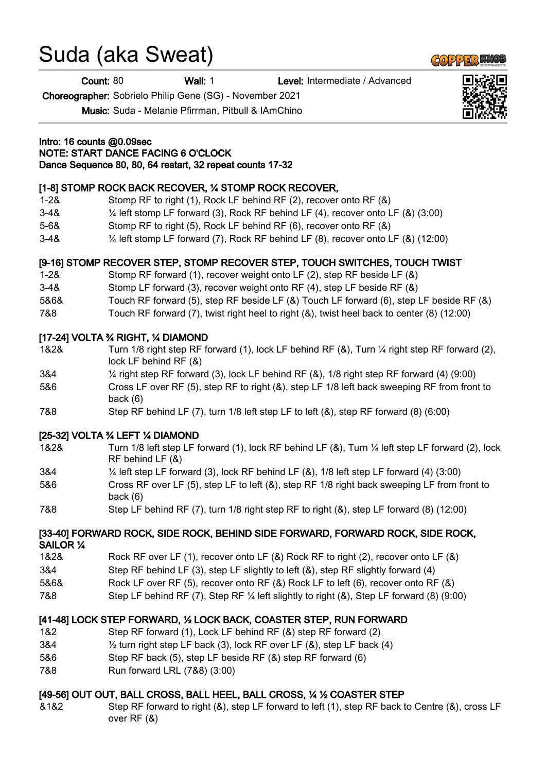# Suda (aka Sweat)

**Count:** 80 **Wall:** 1 **Level:** Intermediate / Advanced

**Choreographer:** Sobrielo Philip Gene (SG) - November 2021

**Music:** Suda - Melanie Pfirrman, Pitbull & IAmChino

**Intro: 16 counts @0.09sec**
**NOTE: START DANCE FACING 6 O'CLOCK**
**Dance Sequence 80, 80, 64 restart, 32 repeat counts 17-32**

**[1-8] STOMP ROCK BACK RECOVER, ¼ STOMP ROCK RECOVER,**

| | |
|---|---|
| 1-2& | Stomp RF to right (1), Rock LF behind RF (2), recover onto RF (&) |
| 3-4& | ¼ left stomp LF forward (3), Rock RF behind LF (4), recover onto LF (&) (3:00) |
| 5-6& | Stomp RF to right (5), Rock LF behind RF (6), recover onto RF (&) |
| 3-4& | ¼ left stomp LF forward (7), Rock RF behind LF (8), recover onto LF (&) (12:00) |

**[9-16] STOMP RECOVER STEP, STOMP RECOVER STEP, TOUCH SWITCHES, TOUCH TWIST**

| | |
|---|---|
| 1-2& | Stomp RF forward (1), recover weight onto LF (2), step RF beside LF (&) |
| 3-4& | Stomp LF forward (3), recover weight onto RF (4), step LF beside RF (&) |
| 5&6& | Touch RF forward (5), step RF beside LF (&) Touch LF forward (6), step LF beside RF (&) |
| 7&8 | Touch RF forward (7), twist right heel to right (&), twist heel back to center (8) (12:00) |

**[17-24] VOLTA ¾ RIGHT, ¼ DIAMOND**

| | |
|---|---|
| 1&2& | Turn 1/8 right step RF forward (1), lock LF behind RF (&), Turn ¼ right step RF forward (2), lock LF behind RF (&) |
| 3&4 | ¼ right step RF forward (3), lock LF behind RF (&), 1/8 right step RF forward (4) (9:00) |
| 5&6 | Cross LF over RF (5), step RF to right (&), step LF 1/8 left back sweeping RF from front to back (6) |
| 7&8 | Step RF behind LF (7), turn 1/8 left step LF to left (&), step RF forward (8) (6:00) |

**[25-32] VOLTA ¾ LEFT ¼ DIAMOND**

| | |
|---|---|
| 1&2& | Turn 1/8 left step LF forward (1), lock RF behind LF (&), Turn ¼ left step LF forward (2), lock RF behind LF (&) |
| 3&4 | ¼ left step LF forward (3), lock RF behind LF (&), 1/8 left step LF forward (4) (3:00) |
| 5&6 | Cross RF over LF (5), step LF to left (&), step RF 1/8 right back sweeping LF from front to back (6) |
| 7&8 | Step LF behind RF (7), turn 1/8 right step RF to right (&), step LF forward (8) (12:00) |

**[33-40] FORWARD ROCK, SIDE ROCK, BEHIND SIDE FORWARD, FORWARD ROCK, SIDE ROCK, SAILOR ¼**

| | |
|---|---|
| 1&2& | Rock RF over LF (1), recover onto LF (&) Rock RF to right (2), recover onto LF (&) |
| 3&4 | Step RF behind LF (3), step LF slightly to left (&), step RF slightly forward (4) |
| 5&6& | Rock LF over RF (5), recover onto RF (&) Rock LF to left (6), recover onto RF (&) |
| 7&8 | Step LF behind RF (7), Step RF ¼ left slightly to right (&), Step LF forward (8) (9:00) |

**[41-48] LOCK STEP FORWARD, ½ LOCK BACK, COASTER STEP, RUN FORWARD**

| | |
|---|---|
| 1&2 | Step RF forward (1), Lock LF behind RF (&) step RF forward (2) |
| 3&4 | ½ turn right step LF back (3), lock RF over LF (&), step LF back (4) |
| 5&6 | Step RF back (5), step LF beside RF (&) step RF forward (6) |
| 7&8 | Run forward LRL (7&8) (3:00) |

**[49-56] OUT OUT, BALL CROSS, BALL HEEL, BALL CROSS, ¼ ½ COASTER STEP**

| | |
|---|---|
| &1&2 | Step RF forward to right (&), step LF forward to left (1), step RF back to Centre (&), cross LF over RF (&) |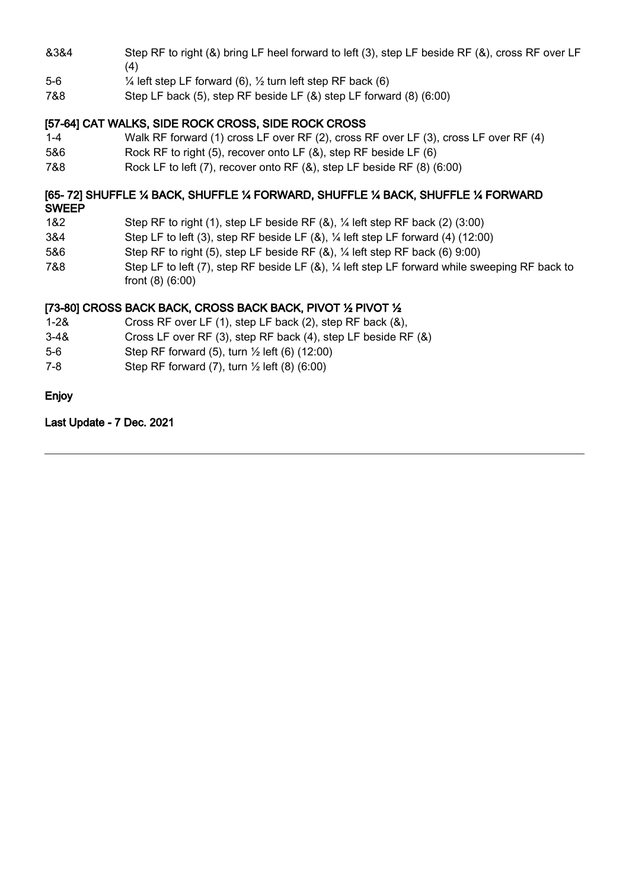&3&4 Step RF to right (&) bring LF heel forward to left (3), step LF beside RF (&), cross RF over LF (4)

5-6 ¼ left step LF forward (6), ½ turn left step RF back (6)

7&8 Step LF back (5), step RF beside LF (&) step LF forward (8) (6:00)

### [57-64] CAT WALKS, SIDE ROCK CROSS, SIDE ROCK CROSS

1-4 Walk RF forward (1) cross LF over RF (2), cross RF over LF (3), cross LF over RF (4)

5&6 Rock RF to right (5), recover onto LF (&), step RF beside LF (6)

7&8 Rock LF to left (7), recover onto RF (&), step LF beside RF (8) (6:00)

### [65- 72] SHUFFLE ¼ BACK, SHUFFLE ¼ FORWARD, SHUFFLE ¼ BACK, SHUFFLE ¼ FORWARD SWEEP

1&2 Step RF to right (1), step LF beside RF (&), ¼ left step RF back (2) (3:00)

3&4 Step LF to left (3), step RF beside LF (&), ¼ left step LF forward (4) (12:00)

5&6 Step RF to right (5), step LF beside RF (&), ¼ left step RF back (6) 9:00)

7&8 Step LF to left (7), step RF beside LF (&), ¼ left step LF forward while sweeping RF back to front (8) (6:00)

### [73-80] CROSS BACK BACK, CROSS BACK BACK, PIVOT ½ PIVOT ½

1-2& Cross RF over LF (1), step LF back (2), step RF back (&),

3-4& Cross LF over RF (3), step RF back (4), step LF beside RF (&)

5-6 Step RF forward (5), turn ½ left (6) (12:00)

7-8 Step RF forward (7), turn ½ left (8) (6:00)

**Enjoy**

**Last Update - 7 Dec. 2021**